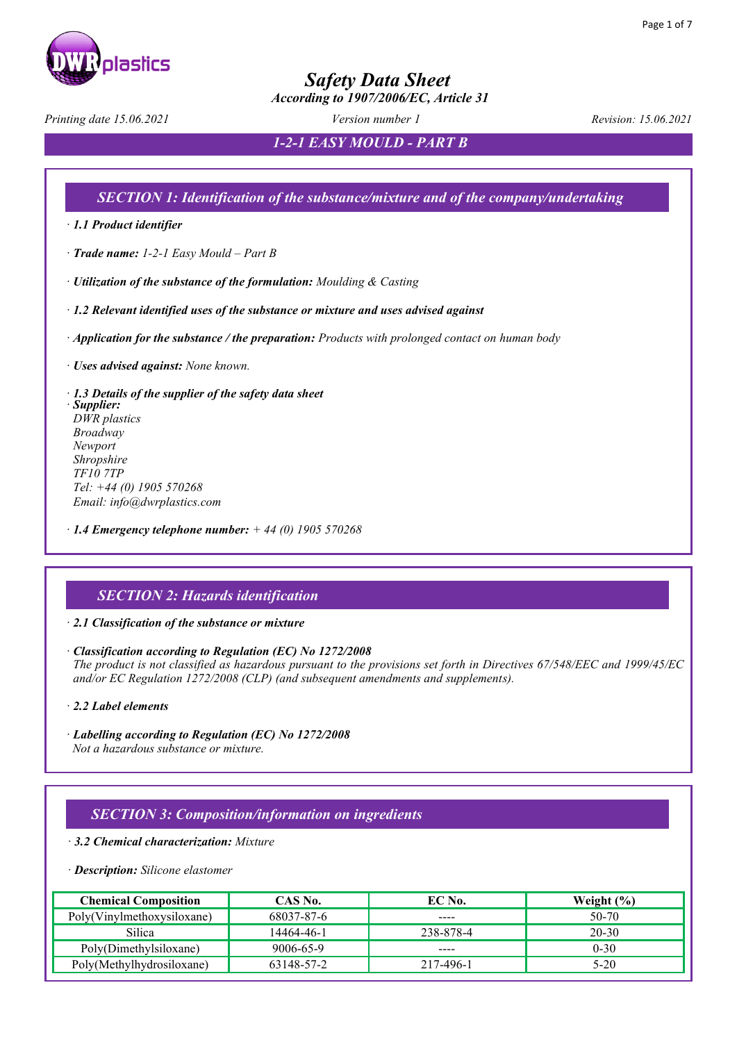# Safety Data Sheet

*According to 1907/2006/EC, Article 31*

*Printing date 15.06.2021* | *Version number 1* | *Revision: 15.06.2021*

## 1-2-1 EASY MOULD - PART B

## SECTION 1: Identification of the substance/mixture and of the company/undertaking

· ***1.1 Product identifier***

· ***Trade name:*** *1-2-1 Easy Mould – Part B*

· ***Utilization of the substance of the formulation:*** *Moulding & Casting*

· ***1.2 Relevant identified uses of the substance or mixture and uses advised against***

· ***Application for the substance / the preparation:*** *Products with prolonged contact on human body*

· ***Uses advised against:*** *None known.*

· ***1.3 Details of the supplier of the safety data sheet***
· ***Supplier:***
*DWR plastics*
*Broadway*
*Newport*
*Shropshire*
*TF10 7TP*
*Tel: +44 (0) 1905 570268*
*Email: info@dwrplastics.com*

· ***1.4 Emergency telephone number:*** *+ 44 (0) 1905 570268*

## SECTION 2: Hazards identification

· ***2.1 Classification of the substance or mixture***

· ***Classification according to Regulation (EC) No 1272/2008***
*The product is not classified as hazardous pursuant to the provisions set forth in Directives 67/548/EEC and 1999/45/EC and/or EC Regulation 1272/2008 (CLP) (and subsequent amendments and supplements).*

· ***2.2 Label elements***

· ***Labelling according to Regulation (EC) No 1272/2008***
*Not a hazardous substance or mixture.*

## SECTION 3: Composition/information on ingredients

· ***3.2 Chemical characterization:*** *Mixture*

· ***Description:*** *Silicone elastomer*

| Chemical Composition | CAS No. | EC No. | Weight (%) |
|---|---|---|---|
| Poly(Vinylmethoxysiloxane) | 68037-87-6 | ---- | 50-70 |
| Silica | 14464-46-1 | 238-878-4 | 20-30 |
| Poly(Dimethylsiloxane) | 9006-65-9 | ---- | 0-30 |
| Poly(Methylhydrosiloxane) | 63148-57-2 | 217-496-1 | 5-20 |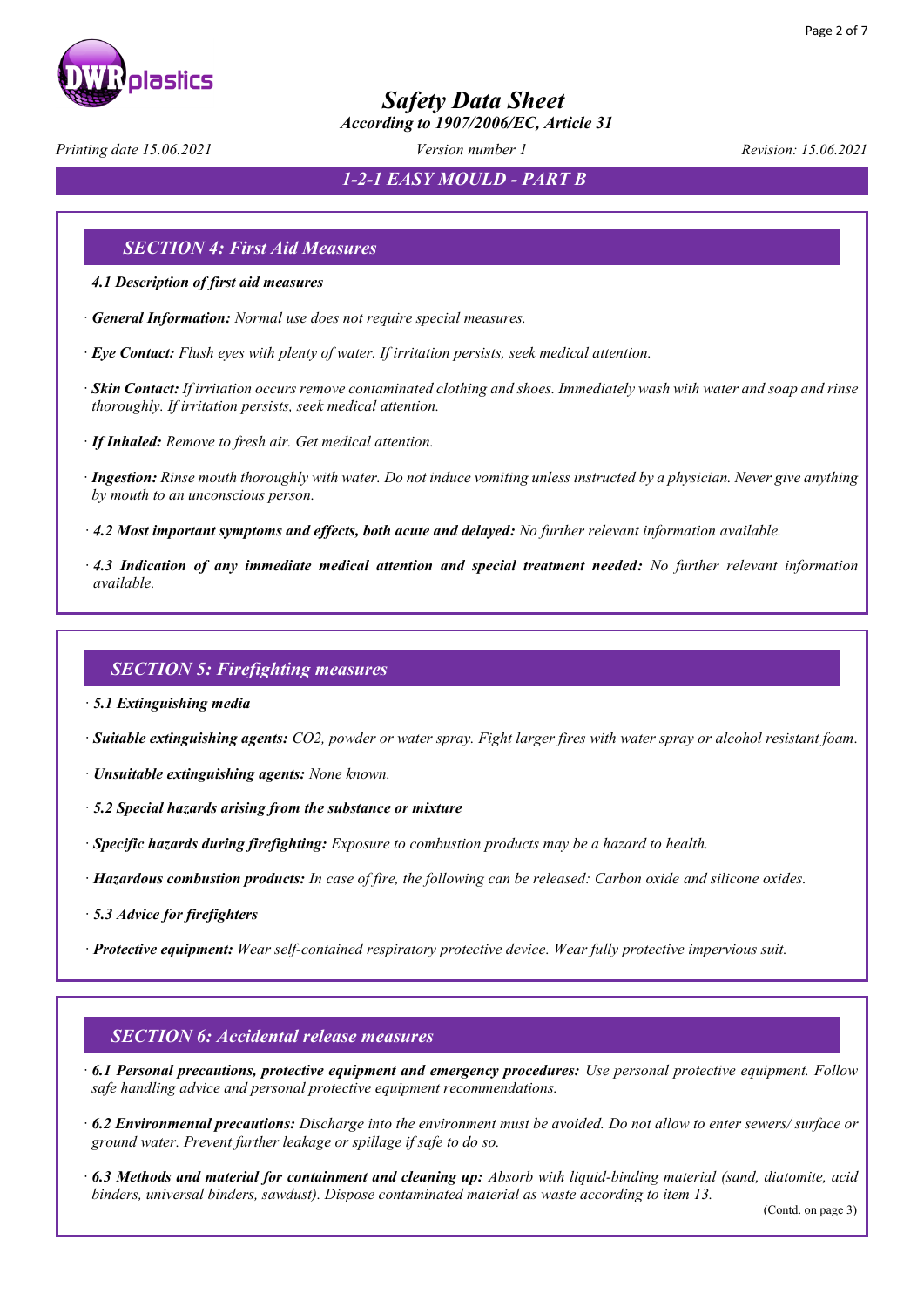## SECTION 4: First Aid Measures

**4.1 Description of first aid measures**

· **General Information:** Normal use does not require special measures.

· **Eye Contact:** Flush eyes with plenty of water. If irritation persists, seek medical attention.

· **Skin Contact:** If irritation occurs remove contaminated clothing and shoes. Immediately wash with water and soap and rinse thoroughly. If irritation persists, seek medical attention.

· **If Inhaled:** Remove to fresh air. Get medical attention.

· **Ingestion:** Rinse mouth thoroughly with water. Do not induce vomiting unless instructed by a physician. Never give anything by mouth to an unconscious person.

· **4.2 Most important symptoms and effects, both acute and delayed:** No further relevant information available.

· **4.3 Indication of any immediate medical attention and special treatment needed:** No further relevant information available.

## SECTION 5: Firefighting measures

· **5.1 Extinguishing media**

· **Suitable extinguishing agents:** CO2, powder or water spray. Fight larger fires with water spray or alcohol resistant foam.

· **Unsuitable extinguishing agents:** None known.

· **5.2 Special hazards arising from the substance or mixture**

· **Specific hazards during firefighting:** Exposure to combustion products may be a hazard to health.

· **Hazardous combustion products:** In case of fire, the following can be released: Carbon oxide and silicone oxides.

· **5.3 Advice for firefighters**

· **Protective equipment:** Wear self-contained respiratory protective device. Wear fully protective impervious suit.

## SECTION 6: Accidental release measures

· **6.1 Personal precautions, protective equipment and emergency procedures:** Use personal protective equipment. Follow safe handling advice and personal protective equipment recommendations.

· **6.2 Environmental precautions:** Discharge into the environment must be avoided. Do not allow to enter sewers/ surface or ground water. Prevent further leakage or spillage if safe to do so.

· **6.3 Methods and material for containment and cleaning up:** Absorb with liquid-binding material (sand, diatomite, acid binders, universal binders, sawdust). Dispose contaminated material as waste according to item 13.

(Contd. on page 3)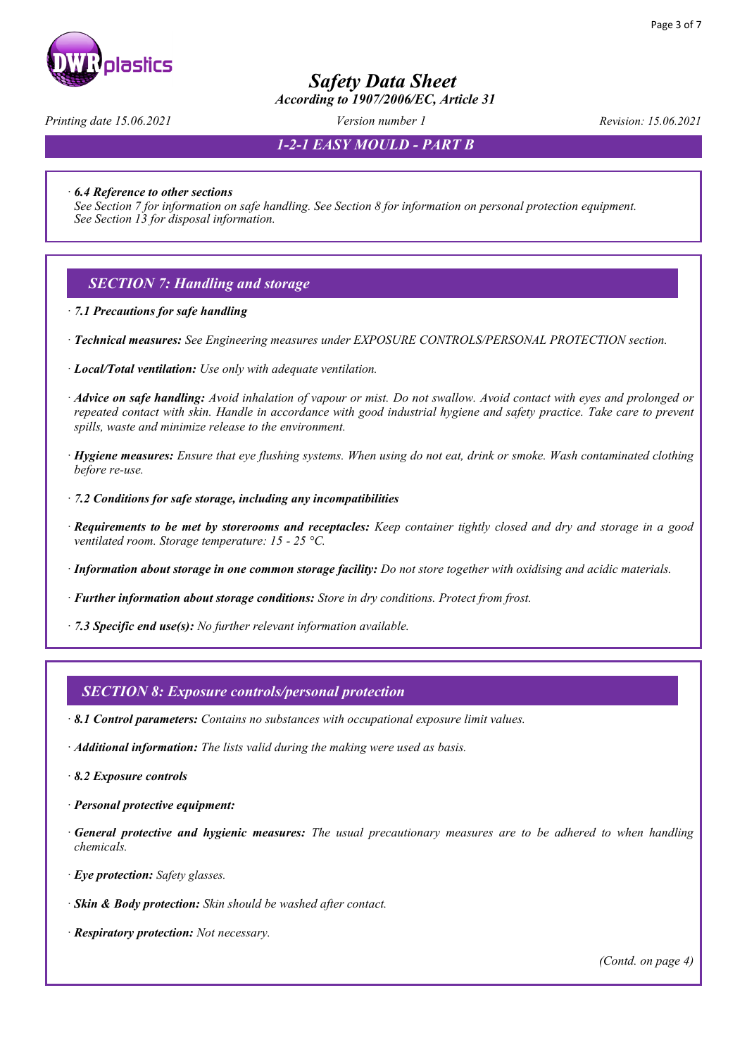· **6.4 Reference to other sections**
See Section 7 for information on safe handling. See Section 8 for information on personal protection equipment. See Section 13 for disposal information.

## SECTION 7: Handling and storage

· **7.1 Precautions for safe handling**

· **Technical measures:** See Engineering measures under EXPOSURE CONTROLS/PERSONAL PROTECTION section.

· **Local/Total ventilation:** Use only with adequate ventilation.

· **Advice on safe handling:** Avoid inhalation of vapour or mist. Do not swallow. Avoid contact with eyes and prolonged or repeated contact with skin. Handle in accordance with good industrial hygiene and safety practice. Take care to prevent spills, waste and minimize release to the environment.

· **Hygiene measures:** Ensure that eye flushing systems. When using do not eat, drink or smoke. Wash contaminated clothing before re-use.

· **7.2 Conditions for safe storage, including any incompatibilities**

· **Requirements to be met by storerooms and receptacles:** Keep container tightly closed and dry and storage in a good ventilated room. Storage temperature: 15 - 25 °C.

· **Information about storage in one common storage facility:** Do not store together with oxidising and acidic materials.

· **Further information about storage conditions:** Store in dry conditions. Protect from frost.

· **7.3 Specific end use(s):** No further relevant information available.

## SECTION 8: Exposure controls/personal protection

· **8.1 Control parameters:** Contains no substances with occupational exposure limit values.

· **Additional information:** The lists valid during the making were used as basis.

· **8.2 Exposure controls**

· **Personal protective equipment:**

· **General protective and hygienic measures:** The usual precautionary measures are to be adhered to when handling chemicals.

· **Eye protection:** Safety glasses.

· **Skin & Body protection:** Skin should be washed after contact.

· **Respiratory protection:** Not necessary.

(Contd. on page 4)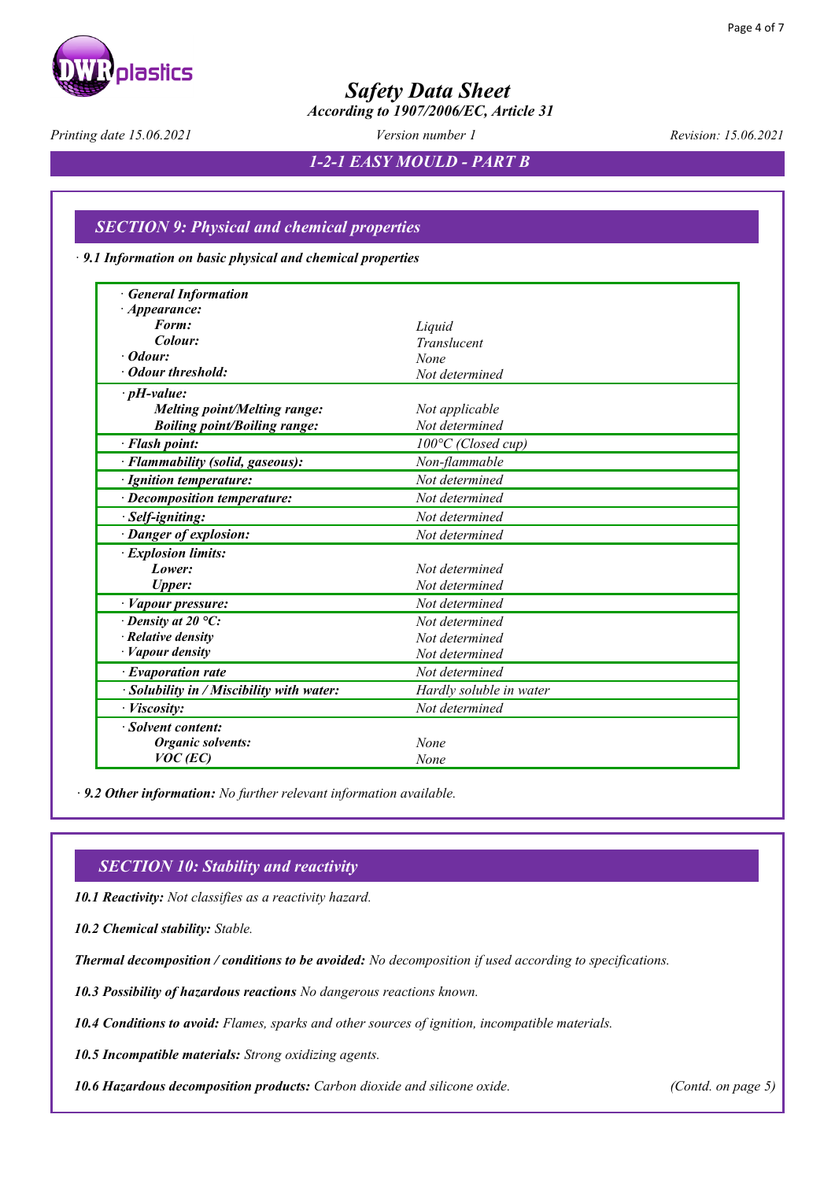## SECTION 9: Physical and chemical properties

**· 9.1 Information on basic physical and chemical properties**

| Property | Value |
|---|---|
| **· General Information** | |
| **· Appearance:** | |
| **Form:** | Liquid |
| **Colour:** | Translucent |
| **· Odour:** | None |
| **· Odour threshold:** | Not determined |
| **· pH-value:** | |
| **Melting point/Melting range:** | Not applicable |
| **Boiling point/Boiling range:** | Not determined |
| **· Flash point:** | 100°C (Closed cup) |
| **· Flammability (solid, gaseous):** | Non-flammable |
| **· Ignition temperature:** | Not determined |
| **· Decomposition temperature:** | Not determined |
| **· Self-igniting:** | Not determined |
| **· Danger of explosion:** | Not determined |
| **· Explosion limits:** | |
| **Lower:** | Not determined |
| **Upper:** | Not determined |
| **· Vapour pressure:** | Not determined |
| **· Density at 20 °C:** | Not determined |
| **· Relative density** | Not determined |
| **· Vapour density** | Not determined |
| **· Evaporation rate** | Not determined |
| **· Solubility in / Miscibility with water:** | Hardly soluble in water |
| **· Viscosity:** | Not determined |
| **· Solvent content:** | |
| **Organic solvents:** | None |
| **VOC (EC)** | None |

**· 9.2 Other information:** *No further relevant information available.*

## SECTION 10: Stability and reactivity

**10.1 Reactivity:** *Not classifies as a reactivity hazard.*

**10.2 Chemical stability:** *Stable.*

**Thermal decomposition / conditions to be avoided:** *No decomposition if used according to specifications.*

**10.3 Possibility of hazardous reactions** *No dangerous reactions known.*

**10.4 Conditions to avoid:** *Flames, sparks and other sources of ignition, incompatible materials.*

**10.5 Incompatible materials:** *Strong oxidizing agents.*

**10.6 Hazardous decomposition products:** *Carbon dioxide and silicone oxide.*

(Contd. on page 5)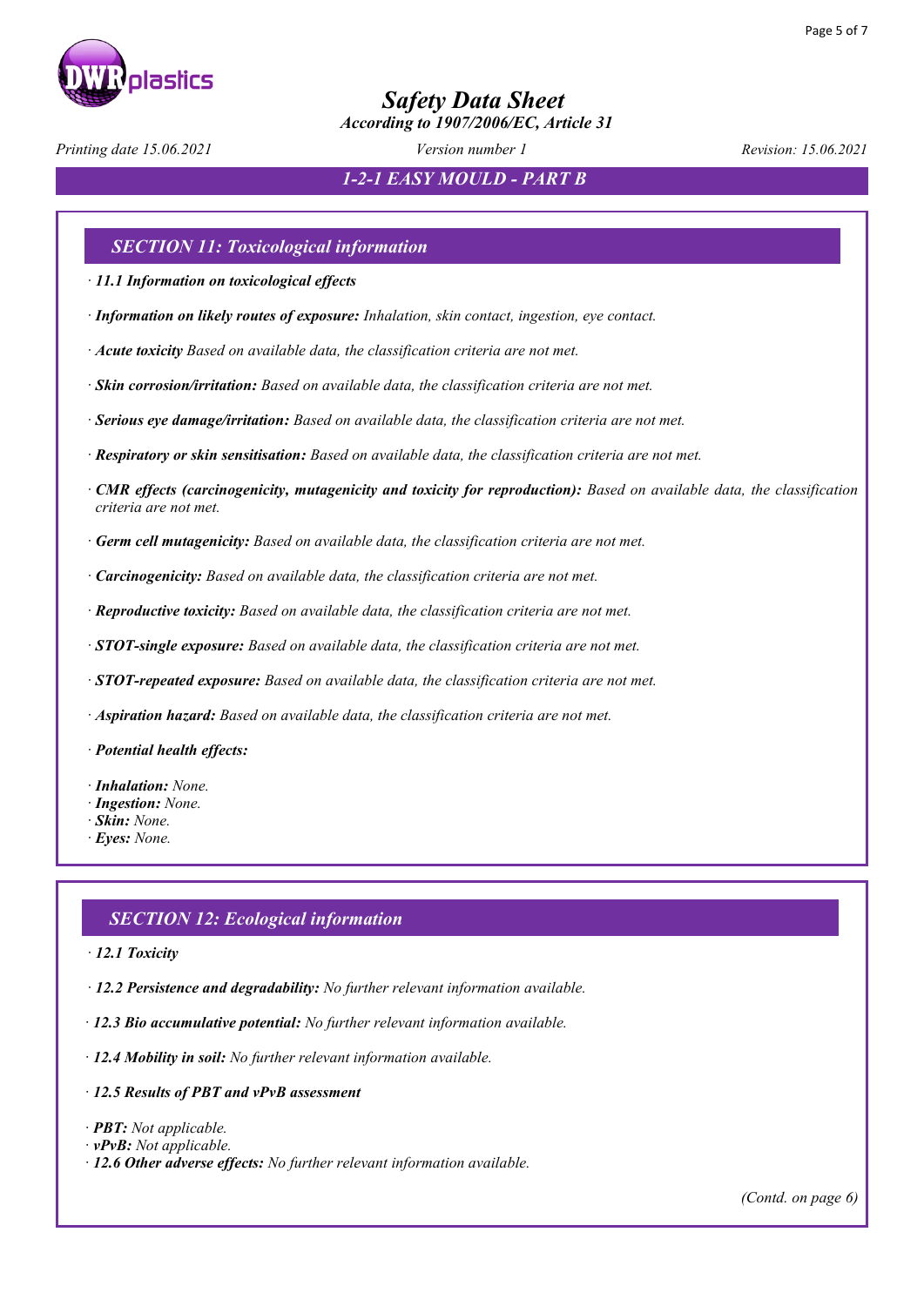## SECTION 11: Toxicological information

· ***11.1 Information on toxicological effects***

· ***Information on likely routes of exposure:*** *Inhalation, skin contact, ingestion, eye contact.*

· ***Acute toxicity*** *Based on available data, the classification criteria are not met.*

· ***Skin corrosion/irritation:*** *Based on available data, the classification criteria are not met.*

· ***Serious eye damage/irritation:*** *Based on available data, the classification criteria are not met.*

· ***Respiratory or skin sensitisation:*** *Based on available data, the classification criteria are not met.*

· ***CMR effects (carcinogenicity, mutagenicity and toxicity for reproduction):*** *Based on available data, the classification criteria are not met.*

· ***Germ cell mutagenicity:*** *Based on available data, the classification criteria are not met.*

· ***Carcinogenicity:*** *Based on available data, the classification criteria are not met.*

· ***Reproductive toxicity:*** *Based on available data, the classification criteria are not met.*

· ***STOT-single exposure:*** *Based on available data, the classification criteria are not met.*

· ***STOT-repeated exposure:*** *Based on available data, the classification criteria are not met.*

· ***Aspiration hazard:*** *Based on available data, the classification criteria are not met.*

· ***Potential health effects:***

· ***Inhalation:*** *None.*
· ***Ingestion:*** *None.*
· ***Skin:*** *None.*
· ***Eyes:*** *None.*

## SECTION 12: Ecological information

· ***12.1 Toxicity***

· ***12.2 Persistence and degradability:*** *No further relevant information available.*

· ***12.3 Bio accumulative potential:*** *No further relevant information available.*

· ***12.4 Mobility in soil:*** *No further relevant information available.*

· ***12.5 Results of PBT and vPvB assessment***

· ***PBT:*** *Not applicable.*
· ***vPvB:*** *Not applicable.*
· ***12.6 Other adverse effects:*** *No further relevant information available.*

*(Contd. on page 6)*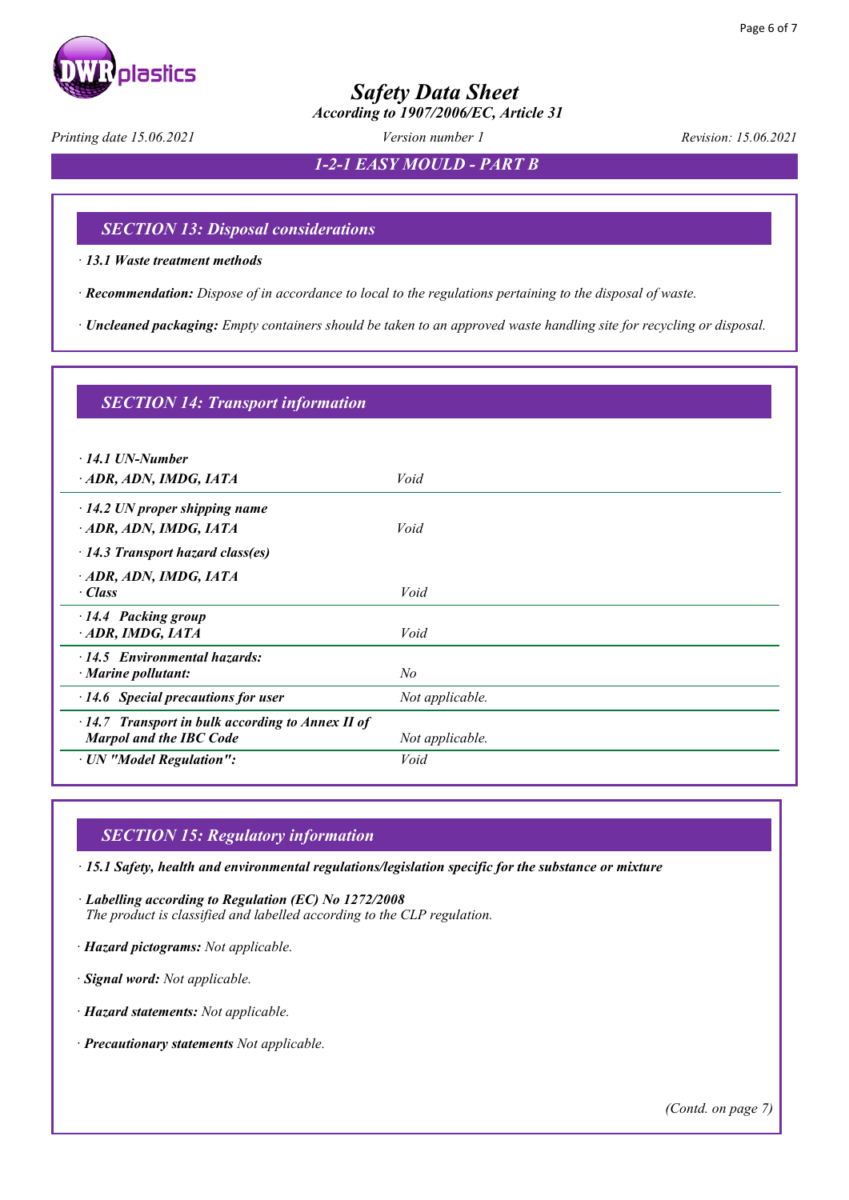## SECTION 13: Disposal considerations

· **13.1 Waste treatment methods**

· **Recommendation:** *Dispose of in accordance to local to the regulations pertaining to the disposal of waste.*

· **Uncleaned packaging:** *Empty containers should be taken to an approved waste handling site for recycling or disposal.*

## SECTION 14: Transport information

| | |
|---|---|
| · **14.1 UN-Number** | |
| · **ADR, ADN, IMDG, IATA** | *Void* |
| · **14.2 UN proper shipping name** | |
| · **ADR, ADN, IMDG, IATA** | *Void* |
| · **14.3 Transport hazard class(es)** | |
| · **ADR, ADN, IMDG, IATA** | |
| · **Class** | *Void* |
| · **14.4 Packing group** | |
| · **ADR, IMDG, IATA** | *Void* |
| · **14.5 Environmental hazards:** | |
| · **Marine pollutant:** | *No* |
| · **14.6 Special precautions for user** | *Not applicable.* |
| · **14.7 Transport in bulk according to Annex II of Marpol and the IBC Code** | *Not applicable.* |
| · **UN "Model Regulation":** | *Void* |

## SECTION 15: Regulatory information

· **15.1 Safety, health and environmental regulations/legislation specific for the substance or mixture**

· **Labelling according to Regulation (EC) No 1272/2008**
*The product is classified and labelled according to the CLP regulation.*

· **Hazard pictograms:** *Not applicable.*

· **Signal word:** *Not applicable.*

· **Hazard statements:** *Not applicable.*

· **Precautionary statements** *Not applicable.*

*(Contd. on page 7)*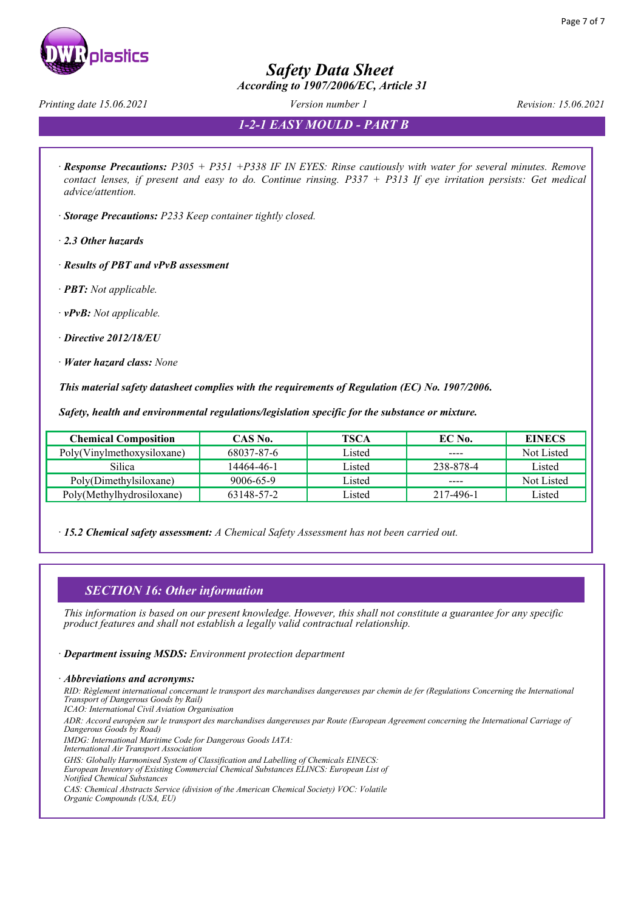· ***Response Precautions:*** *P305 + P351 +P338 IF IN EYES: Rinse cautiously with water for several minutes. Remove contact lenses, if present and easy to do. Continue rinsing. P337 + P313 If eye irritation persists: Get medical advice/attention.*

· ***Storage Precautions:*** *P233 Keep container tightly closed.*

· ***2.3 Other hazards***

· ***Results of PBT and vPvB assessment***

· ***PBT:*** *Not applicable.*

· ***vPvB:*** *Not applicable.*

· ***Directive 2012/18/EU***

· ***Water hazard class:*** *None*

***This material safety datasheet complies with the requirements of Regulation (EC) No. 1907/2006.***

***Safety, health and environmental regulations/legislation specific for the substance or mixture.***

| Chemical Composition | CAS No. | TSCA | EC No. | EINECS |
|---|---|---|---|---|
| Poly(Vinylmethoxysiloxane) | 68037-87-6 | Listed | ---- | Not Listed |
| Silica | 14464-46-1 | Listed | 238-878-4 | Listed |
| Poly(Dimethylsiloxane) | 9006-65-9 | Listed | ---- | Not Listed |
| Poly(Methylhydrosiloxane) | 63148-57-2 | Listed | 217-496-1 | Listed |

· ***15.2 Chemical safety assessment:*** *A Chemical Safety Assessment has not been carried out.*

## *SECTION 16: Other information*

*This information is based on our present knowledge. However, this shall not constitute a guarantee for any specific product features and shall not establish a legally valid contractual relationship.*

· ***Department issuing MSDS:*** *Environment protection department*

· ***Abbreviations and acronyms:***

*RID: Règlement international concernant le transport des marchandises dangereuses par chemin de fer (Regulations Concerning the International Transport of Dangerous Goods by Rail)*
*ICAO: International Civil Aviation Organisation*
*ADR: Accord européen sur le transport des marchandises dangereuses par Route (European Agreement concerning the International Carriage of Dangerous Goods by Road)*
*IMDG: International Maritime Code for Dangerous Goods IATA: International Air Transport Association*
*GHS: Globally Harmonised System of Classification and Labelling of Chemicals EINECS: European Inventory of Existing Commercial Chemical Substances ELINCS: European List of Notified Chemical Substances*
*CAS: Chemical Abstracts Service (division of the American Chemical Society) VOC: Volatile Organic Compounds (USA, EU)*